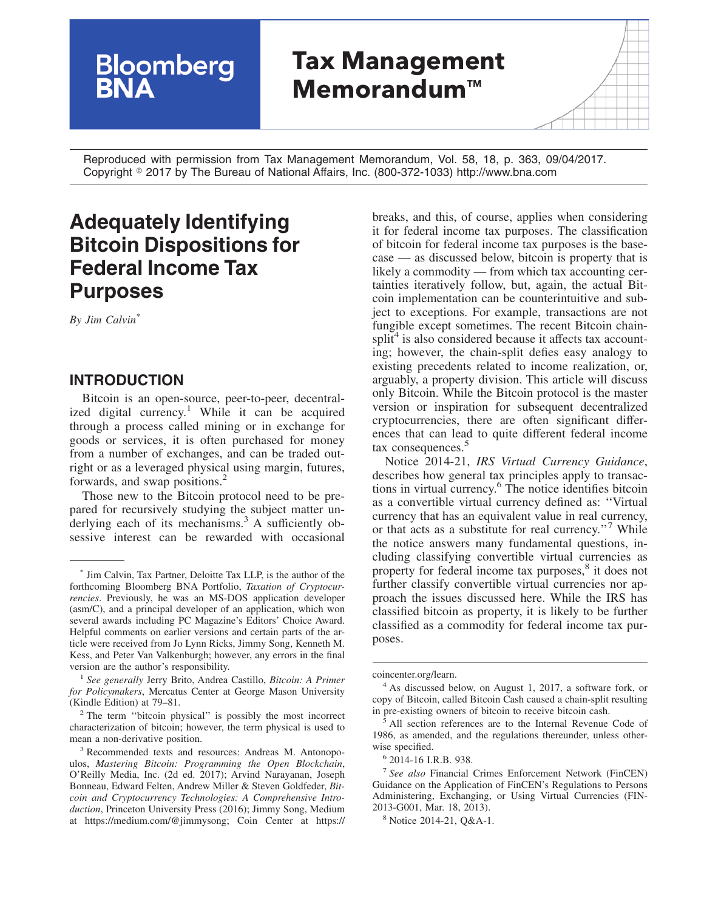Reproduced with permission from Tax Management Memorandum, Vol. 58, 18, p. 363, 09/04/2017. Copyright © 2017 by The Bureau of National Affairs, Inc. (800-372-1033) http://www.bna.com

# Adequately Identifying Bitcoin Dispositions for Federal Income Tax Purposes

*By Jim Calvin*[*]

## INTRODUCTION

Bitcoin is an open-source, peer-to-peer, decentralized digital currency.[1] While it can be acquired through a process called mining or in exchange for goods or services, it is often purchased for money from a number of exchanges, and can be traded outright or as a leveraged physical using margin, futures, forwards, and swap positions.[2]

Those new to the Bitcoin protocol need to be prepared for recursively studying the subject matter underlying each of its mechanisms.[3] A sufficiently obsessive interest can be rewarded with occasional breaks, and this, of course, applies when considering it for federal income tax purposes. The classification of bitcoin for federal income tax purposes is the base-case — as discussed below, bitcoin is property that is likely a commodity — from which tax accounting certainties iteratively follow, but, again, the actual Bitcoin implementation can be counterintuitive and subject to exceptions. For example, transactions are not fungible except sometimes. The recent Bitcoin chain-split[4] is also considered because it affects tax accounting; however, the chain-split defies easy analogy to existing precedents related to income realization, or, arguably, a property division. This article will discuss only Bitcoin. While the Bitcoin protocol is the master version or inspiration for subsequent decentralized cryptocurrencies, there are often significant differences that can lead to quite different federal income tax consequences.[5]

Notice 2014-21, *IRS Virtual Currency Guidance*, describes how general tax principles apply to transactions in virtual currency.[6] The notice identifies bitcoin as a convertible virtual currency defined as: "Virtual currency that has an equivalent value in real currency, or that acts as a substitute for real currency."[7] While the notice answers many fundamental questions, including classifying convertible virtual currencies as property for federal income tax purposes,[8] it does not further classify convertible virtual currencies nor approach the issues discussed here. While the IRS has classified bitcoin as property, it is likely to be further classified as a commodity for federal income tax purposes.

---

[*] Jim Calvin, Tax Partner, Deloitte Tax LLP, is the author of the forthcoming Bloomberg BNA Portfolio, *Taxation of Cryptocurrencies*. Previously, he was an MS-DOS application developer (asm/C), and a principal developer of an application, which won several awards including PC Magazine's Editors' Choice Award. Helpful comments on earlier versions and certain parts of the article were received from Jo Lynn Ricks, Jimmy Song, Kenneth M. Kess, and Peter Van Valkenburgh; however, any errors in the final version are the author's responsibility.

[1] *See generally* Jerry Brito, Andrea Castillo, *Bitcoin: A Primer for Policymakers*, Mercatus Center at George Mason University (Kindle Edition) at 79–81.

[2] The term "bitcoin physical" is possibly the most incorrect characterization of bitcoin; however, the term physical is used to mean a non-derivative position.

[3] Recommended texts and resources: Andreas M. Antonopoulos, *Mastering Bitcoin: Programming the Open Blockchain*, O'Reilly Media, Inc. (2d ed. 2017); Arvind Narayanan, Joseph Bonneau, Edward Felten, Andrew Miller & Steven Goldfeder, *Bitcoin and Cryptocurrency Technologies: A Comprehensive Introduction*, Princeton University Press (2016); Jimmy Song, Medium at https://medium.com/@jimmysong; Coin Center at https://coincenter.org/learn.

[4] As discussed below, on August 1, 2017, a software fork, or copy of Bitcoin, called Bitcoin Cash caused a chain-split resulting in pre-existing owners of bitcoin to receive bitcoin cash.

[5] All section references are to the Internal Revenue Code of 1986, as amended, and the regulations thereunder, unless otherwise specified.

[6] 2014-16 I.R.B. 938.

[7] *See also* Financial Crimes Enforcement Network (FinCEN) Guidance on the Application of FinCEN's Regulations to Persons Administering, Exchanging, or Using Virtual Currencies (FIN-2013-G001, Mar. 18, 2013).

[8] Notice 2014-21, Q&A-1.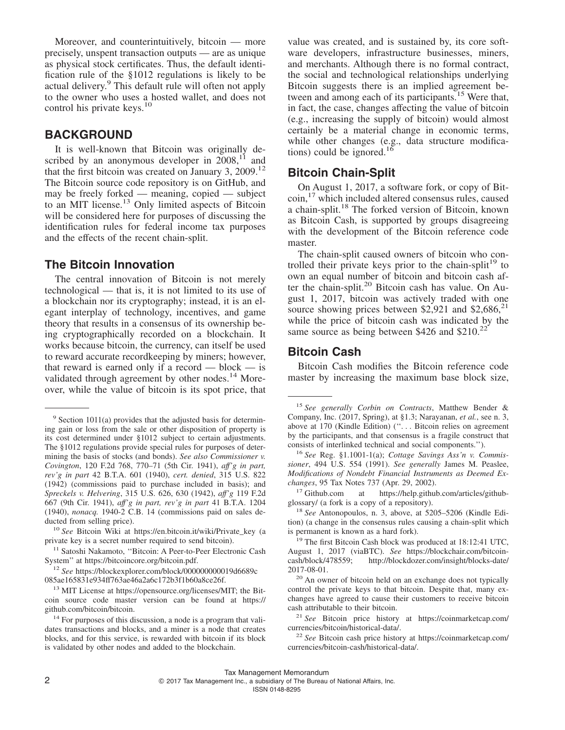Moreover, and counterintuitively, bitcoin — more precisely, unspent transaction outputs — are as unique as physical stock certificates. Thus, the default identification rule of the §1012 regulations is likely to be actual delivery.[9] This default rule will often not apply to the owner who uses a hosted wallet, and does not control his private keys.[10]

## BACKGROUND

It is well-known that Bitcoin was originally described by an anonymous developer in 2008,[11] and that the first bitcoin was created on January 3, 2009.[12] The Bitcoin source code repository is on GitHub, and may be freely forked — meaning, copied — subject to an MIT license.[13] Only limited aspects of Bitcoin will be considered here for purposes of discussing the identification rules for federal income tax purposes and the effects of the recent chain-split.

### The Bitcoin Innovation

The central innovation of Bitcoin is not merely technological — that is, it is not limited to its use of a blockchain nor its cryptography; instead, it is an elegant interplay of technology, incentives, and game theory that results in a consensus of its ownership being cryptographically recorded on a blockchain. It works because bitcoin, the currency, can itself be used to reward accurate recordkeeping by miners; however, that reward is earned only if a record — block — is validated through agreement by other nodes.[14] Moreover, while the value of bitcoin is its spot price, that value was created, and is sustained by, its core software developers, infrastructure businesses, miners, and merchants. Although there is no formal contract, the social and technological relationships underlying Bitcoin suggests there is an implied agreement between and among each of its participants.[15] Were that, in fact, the case, changes affecting the value of bitcoin (e.g., increasing the supply of bitcoin) would almost certainly be a material change in economic terms, while other changes (e.g., data structure modifications) could be ignored.[16]

### Bitcoin Chain-Split

On August 1, 2017, a software fork, or copy of Bitcoin,[17] which included altered consensus rules, caused a chain-split.[18] The forked version of Bitcoin, known as Bitcoin Cash, is supported by groups disagreeing with the development of the Bitcoin reference code master.

The chain-split caused owners of bitcoin who controlled their private keys prior to the chain-split[19] to own an equal number of bitcoin and bitcoin cash after the chain-split.[20] Bitcoin cash has value. On August 1, 2017, bitcoin was actively traded with one source showing prices between $2,921 and $2,686,[21] while the price of bitcoin cash was indicated by the same source as being between $426 and $210.[22]

### Bitcoin Cash

Bitcoin Cash modifies the Bitcoin reference code master by increasing the maximum base block size,

---

[9] Section 1011(a) provides that the adjusted basis for determining gain or loss from the sale or other disposition of property is its cost determined under §1012 subject to certain adjustments. The §1012 regulations provide special rules for purposes of determining the basis of stocks (and bonds). *See also Commissioner v. Covington*, 120 F.2d 768, 770–71 (5th Cir. 1941), *aff'g in part, rev'g in part* 42 B.T.A. 601 (1940), *cert. denied*, 315 U.S. 822 (1942) (commissions paid to purchase included in basis); and *Spreckels v. Helvering*, 315 U.S. 626, 630 (1942), *aff'g* 119 F.2d 667 (9th Cir. 1941), *aff'g in part, rev'g in part* 41 B.T.A. 1204 (1940), *nonacq.* 1940-2 C.B. 14 (commissions paid on sales deducted from selling price).

[10] *See* Bitcoin Wiki at https://en.bitcoin.it/wiki/Private_key (a private key is a secret number required to send bitcoin).

[11] Satoshi Nakamoto, ''Bitcoin: A Peer-to-Peer Electronic Cash System'' at https://bitcoincore.org/bitcoin.pdf.

[12] *See* https://blockexplorer.com/block/000000000019d6689c085ae165831e934ff763ae46a2a6c172b3f1b60a8ce26f.

[13] MIT License at https://opensource.org/licenses/MIT; the Bitcoin source code master version can be found at https://github.com/bitcoin/bitcoin.

[14] For purposes of this discussion, a node is a program that validates transactions and blocks, and a miner is a node that creates blocks, and for this service, is rewarded with bitcoin if its block is validated by other nodes and added to the blockchain.

[15] *See generally Corbin on Contracts*, Matthew Bender & Company, Inc. (2017, Spring), at §1.3; Narayanan, *et al.*, see n. 3, above at 170 (Kindle Edition) (''. . . Bitcoin relies on agreement by the participants, and that consensus is a fragile construct that consists of interlinked technical and social components.'').

[16] *See* Reg. §1.1001-1(a); *Cottage Savings Ass'n v. Commissioner*, 494 U.S. 554 (1991). *See generally* James M. Peaslee, *Modifications of Nondebt Financial Instruments as Deemed Exchanges*, 95 Tax Notes 737 (Apr. 29, 2002).

[17] Github.com at https://help.github.com/articles/github-glossary/ (a fork is a copy of a repository).

[18] *See* Antonopoulos, n. 3, above, at 5205–5206 (Kindle Edition) (a change in the consensus rules causing a chain-split which is permanent is known as a hard fork).

[19] The first Bitcoin Cash block was produced at 18:12:41 UTC, August 1, 2017 (viaBTC). *See* https://blockchair.com/bitcoin-cash/block/478559; http://blockdozer.com/insight/blocks-date/2017-08-01.

[20] An owner of bitcoin held on an exchange does not typically control the private keys to that bitcoin. Despite that, many exchanges have agreed to cause their customers to receive bitcoin cash attributable to their bitcoin.

[21] *See* Bitcoin price history at https://coinmarketcap.com/currencies/bitcoin/historical-data/.

[22] *See* Bitcoin cash price history at https://coinmarketcap.com/currencies/bitcoin-cash/historical-data/.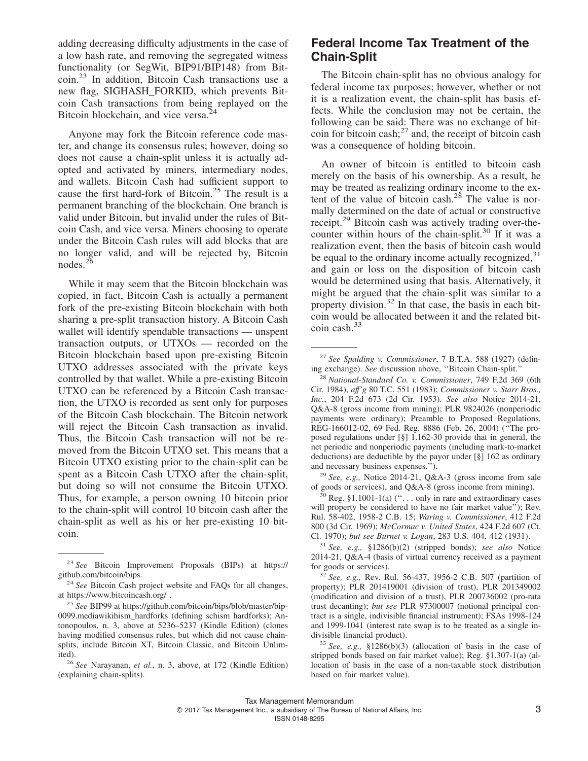adding decreasing difficulty adjustments in the case of a low hash rate, and removing the segregated witness functionality (or SegWit, BIP91/BIP148) from Bitcoin.[23] In addition, Bitcoin Cash transactions use a new flag, SIGHASH_FORKID, which prevents Bitcoin Cash transactions from being replayed on the Bitcoin blockchain, and vice versa.[24]

Anyone may fork the Bitcoin reference code master, and change its consensus rules; however, doing so does not cause a chain-split unless it is actually adopted and activated by miners, intermediary nodes, and wallets. Bitcoin Cash had sufficient support to cause the first hard-fork of Bitcoin.[25] The result is a permanent branching of the blockchain. One branch is valid under Bitcoin, but invalid under the rules of Bitcoin Cash, and vice versa. Miners choosing to operate under the Bitcoin Cash rules will add blocks that are no longer valid, and will be rejected by, Bitcoin nodes.[26]

While it may seem that the Bitcoin blockchain was copied, in fact, Bitcoin Cash is actually a permanent fork of the pre-existing Bitcoin blockchain with both sharing a pre-split transaction history. A Bitcoin Cash wallet will identify spendable transactions — unspent transaction outputs, or UTXOs — recorded on the Bitcoin blockchain based upon pre-existing Bitcoin UTXO addresses associated with the private keys controlled by that wallet. While a pre-existing Bitcoin UTXO can be referenced by a Bitcoin Cash transaction, the UTXO is recorded as sent only for purposes of the Bitcoin Cash blockchain. The Bitcoin network will reject the Bitcoin Cash transaction as invalid. Thus, the Bitcoin Cash transaction will not be removed from the Bitcoin UTXO set. This means that a Bitcoin UTXO existing prior to the chain-split can be spent as a Bitcoin Cash UTXO after the chain-split, but doing so will not consume the Bitcoin UTXO. Thus, for example, a person owning 10 bitcoin prior to the chain-split will control 10 bitcoin cash after the chain-split as well as his or her pre-existing 10 bitcoin.

## Federal Income Tax Treatment of the Chain-Split

The Bitcoin chain-split has no obvious analogy for federal income tax purposes; however, whether or not it is a realization event, the chain-split has basis effects. While the conclusion may not be certain, the following can be said: There was no exchange of bitcoin for bitcoin cash;[27] and, the receipt of bitcoin cash was a consequence of holding bitcoin.

An owner of bitcoin is entitled to bitcoin cash merely on the basis of his ownership. As a result, he may be treated as realizing ordinary income to the extent of the value of bitcoin cash.[28] The value is normally determined on the date of actual or constructive receipt.[29] Bitcoin cash was actively trading over-the-counter within hours of the chain-split.[30] If it was a realization event, then the basis of bitcoin cash would be equal to the ordinary income actually recognized,[31] and gain or loss on the disposition of bitcoin cash would be determined using that basis. Alternatively, it might be argued that the chain-split was similar to a property division.[32] In that case, the basis in each bitcoin would be allocated between it and the related bitcoin cash.[33]

---

[23] *See* Bitcoin Improvement Proposals (BIPs) at https://github.com/bitcoin/bips.

[24] *See* Bitcoin Cash project website and FAQs for all changes, at https://www.bitcoincash.org/ .

[25] *See* BIP99 at https://github.com/bitcoin/bips/blob/master/bip-0099.mediawikihism_hardforks (defining schism hardforks); Antonopoulos, n. 3, above at 5236–5237 (Kindle Edition) (clones having modified consensus rules, but which did not cause chain-splits, include Bitcoin XT, Bitcoin Classic, and Bitcoin Unlimited).

[26] *See* Narayanan, *et al.*, n. 3, above, at 172 (Kindle Edition) (explaining chain-splits).

[27] *See Spalding v. Commissioner*, 7 B.T.A. 588 (1927) (defining exchange). *See* discussion above, ''Bitcoin Chain-split.''

[28] *National-Standard Co. v. Commissioner*, 749 F.2d 369 (6th Cir. 1984), *aff'g* 80 T.C. 551 (1983); *Commissioner v. Starr Bros., Inc.*, 204 F.2d 673 (2d Cir. 1953). *See also* Notice 2014-21, Q&A-8 (gross income from mining); PLR 9824026 (nonperiodic payments were ordinary); Preamble to Proposed Regulations, REG-166012-02, 69 Fed. Reg. 8886 (Feb. 26, 2004) (''The proposed regulations under [§] 1.162-30 provide that in general, the net periodic and nonperiodic payments (including mark-to-market deductions) are deductible by the payor under [§] 162 as ordinary and necessary business expenses.'').

[29] *See, e.g.,* Notice 2014-21, Q&A-3 (gross income from sale of goods or services), and Q&A-8 (gross income from mining).

[30] Reg. §1.1001-1(a) (''. . . only in rare and extraordinary cases will property be considered to have no fair market value''); Rev. Rul. 58-402, 1958-2 C.B. 15; *Waring v. Commissioner*, 412 F.2d 800 (3d Cir. 1969); *McCormac v. United States*, 424 F.2d 607 (Ct. Cl. 1970); *but see Burnet v. Logan*, 283 U.S. 404, 412 (1931).

[31] *See, e.g.,* §1286(b)(2) (stripped bonds); *see also* Notice 2014-21, Q&A-4 (basis of virtual currency received as a payment for goods or services).

[32] *See, e.g.,* Rev. Rul. 56-437, 1956-2 C.B. 507 (partition of property); PLR 201419001 (division of trust), PLR 201349002 (modification and division of a trust), PLR 200736002 (pro-rata trust decanting); *but see* PLR 97300007 (notional principal contract is a single, indivisible financial instrument); FSAs 1998-124 and 1999-1041 (interest rate swap is to be treated as a single indivisible financial product).

[33] *See, e.g.,* §1286(b)(3) (allocation of basis in the case of stripped bonds based on fair market value); Reg. §1.307-1(a) (allocation of basis in the case of a non-taxable stock distribution based on fair market value).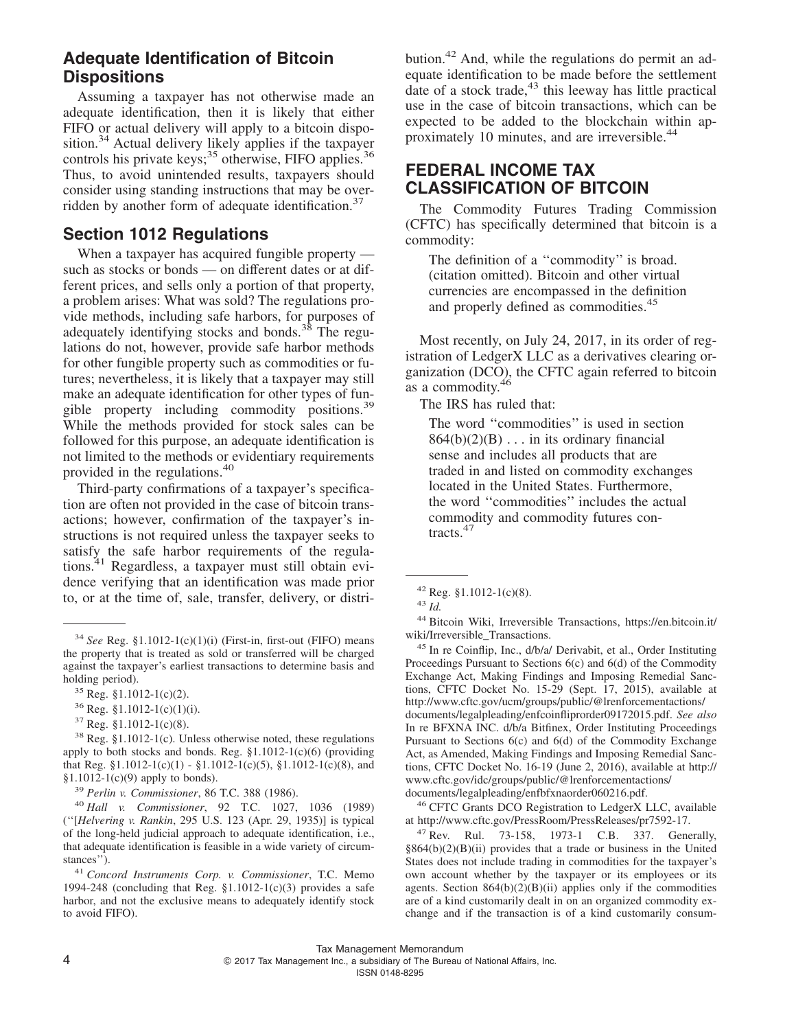## Adequate Identification of Bitcoin Dispositions

Assuming a taxpayer has not otherwise made an adequate identification, then it is likely that either FIFO or actual delivery will apply to a bitcoin disposition.[34] Actual delivery likely applies if the taxpayer controls his private keys;[35] otherwise, FIFO applies.[36] Thus, to avoid unintended results, taxpayers should consider using standing instructions that may be overridden by another form of adequate identification.[37]

## Section 1012 Regulations

When a taxpayer has acquired fungible property — such as stocks or bonds — on different dates or at different prices, and sells only a portion of that property, a problem arises: What was sold? The regulations provide methods, including safe harbors, for purposes of adequately identifying stocks and bonds.[38] The regulations do not, however, provide safe harbor methods for other fungible property such as commodities or futures; nevertheless, it is likely that a taxpayer may still make an adequate identification for other types of fungible property including commodity positions.[39] While the methods provided for stock sales can be followed for this purpose, an adequate identification is not limited to the methods or evidentiary requirements provided in the regulations.[40]

Third-party confirmations of a taxpayer's specification are often not provided in the case of bitcoin transactions; however, confirmation of the taxpayer's instructions is not required unless the taxpayer seeks to satisfy the safe harbor requirements of the regulations.[41] Regardless, a taxpayer must still obtain evidence verifying that an identification was made prior to, or at the time of, sale, transfer, delivery, or distribution.[42] And, while the regulations do permit an adequate identification to be made before the settlement date of a stock trade,[43] this leeway has little practical use in the case of bitcoin transactions, which can be expected to be added to the blockchain within approximately 10 minutes, and are irreversible.[44]

## FEDERAL INCOME TAX CLASSIFICATION OF BITCOIN

The Commodity Futures Trading Commission (CFTC) has specifically determined that bitcoin is a commodity:

> The definition of a "commodity" is broad. (citation omitted). Bitcoin and other virtual currencies are encompassed in the definition and properly defined as commodities.[45]

Most recently, on July 24, 2017, in its order of registration of LedgerX LLC as a derivatives clearing organization (DCO), the CFTC again referred to bitcoin as a commodity.[46]

The IRS has ruled that:

> The word "commodities" is used in section 864(b)(2)(B) . . . in its ordinary financial sense and includes all products that are traded in and listed on commodity exchanges located in the United States. Furthermore, the word "commodities" includes the actual commodity and commodity futures contracts.[47]

---

[34] *See* Reg. §1.1012-1(c)(1)(i) (First-in, first-out (FIFO) means the property that is treated as sold or transferred will be charged against the taxpayer's earliest transactions to determine basis and holding period).

[35] Reg. §1.1012-1(c)(2).

[36] Reg. §1.1012-1(c)(1)(i).

[37] Reg. §1.1012-1(c)(8).

[38] Reg. §1.1012-1(c). Unless otherwise noted, these regulations apply to both stocks and bonds. Reg. §1.1012-1(c)(6) (providing that Reg. §1.1012-1(c)(1) - §1.1012-1(c)(5), §1.1012-1(c)(8), and §1.1012-1(c)(9) apply to bonds).

[39] *Perlin v. Commissioner*, 86 T.C. 388 (1986).

[40] *Hall v. Commissioner*, 92 T.C. 1027, 1036 (1989) ("[*Helvering v. Rankin*, 295 U.S. 123 (Apr. 29, 1935)] is typical of the long-held judicial approach to adequate identification, i.e., that adequate identification is feasible in a wide variety of circumstances").

[41] *Concord Instruments Corp. v. Commissioner*, T.C. Memo 1994-248 (concluding that Reg. §1.1012-1(c)(3) provides a safe harbor, and not the exclusive means to adequately identify stock to avoid FIFO).

[42] Reg. §1.1012-1(c)(8).

[43] *Id.*

[44] Bitcoin Wiki, Irreversible Transactions, https://en.bitcoin.it/wiki/Irreversible_Transactions.

[45] In re Coinflip, Inc., d/b/a/ Derivabit, et al., Order Instituting Proceedings Pursuant to Sections 6(c) and 6(d) of the Commodity Exchange Act, Making Findings and Imposing Remedial Sanctions, CFTC Docket No. 15-29 (Sept. 17, 2015), available at http://www.cftc.gov/ucm/groups/public/@lrenforcementactions/documents/legalpleading/enfcoinfliprorder09172015.pdf. *See also* In re BFXNA INC. d/b/a Bitfinex, Order Instituting Proceedings Pursuant to Sections 6(c) and 6(d) of the Commodity Exchange Act, as Amended, Making Findings and Imposing Remedial Sanctions, CFTC Docket No. 16-19 (June 2, 2016), available at http://www.cftc.gov/idc/groups/public/@lrenforcementactions/documents/legalpleading/enfbfxnaorder060216.pdf.

[46] CFTC Grants DCO Registration to LedgerX LLC, available at http://www.cftc.gov/PressRoom/PressReleases/pr7592-17.

[47] Rev. Rul. 73-158, 1973-1 C.B. 337. Generally, §864(b)(2)(B)(ii) provides that a trade or business in the United States does not include trading in commodities for the taxpayer's own account whether by the taxpayer or its employees or its agents. Section 864(b)(2)(B)(ii) applies only if the commodities are of a kind customarily dealt in on an organized commodity exchange and if the transaction is of a kind customarily consum-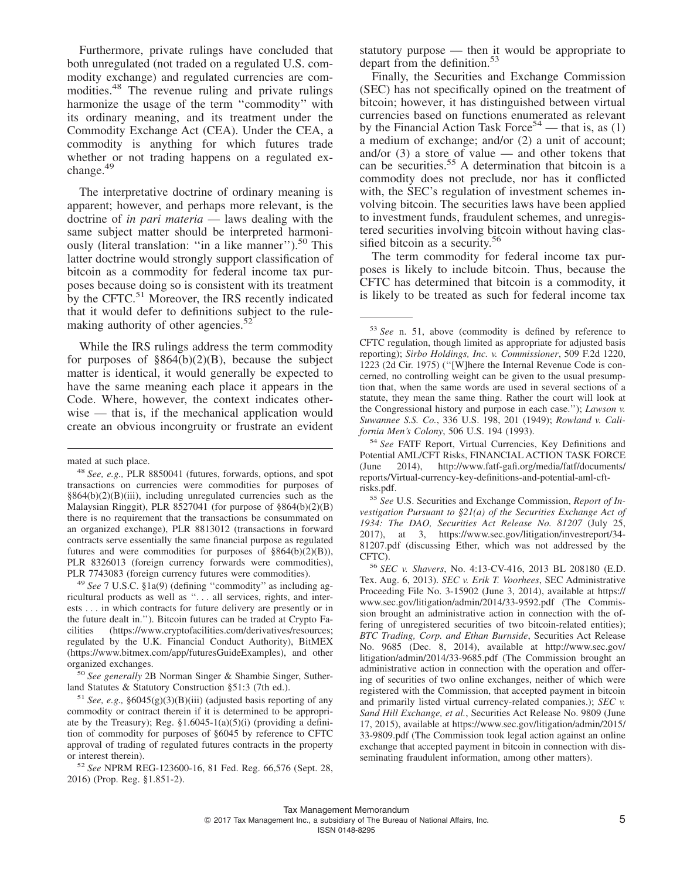Furthermore, private rulings have concluded that both unregulated (not traded on a regulated U.S. commodity exchange) and regulated currencies are commodities.[48] The revenue ruling and private rulings harmonize the usage of the term ''commodity'' with its ordinary meaning, and its treatment under the Commodity Exchange Act (CEA). Under the CEA, a commodity is anything for which futures trade whether or not trading happens on a regulated exchange.[49]

The interpretative doctrine of ordinary meaning is apparent; however, and perhaps more relevant, is the doctrine of *in pari materia* — laws dealing with the same subject matter should be interpreted harmoniously (literal translation: ''in a like manner'').[50] This latter doctrine would strongly support classification of bitcoin as a commodity for federal income tax purposes because doing so is consistent with its treatment by the CFTC.[51] Moreover, the IRS recently indicated that it would defer to definitions subject to the rulemaking authority of other agencies.[52]

While the IRS rulings address the term commodity for purposes of §864(b)(2)(B), because the subject matter is identical, it would generally be expected to have the same meaning each place it appears in the Code. Where, however, the context indicates otherwise — that is, if the mechanical application would create an obvious incongruity or frustrate an evident statutory purpose — then it would be appropriate to depart from the definition.[53]

Finally, the Securities and Exchange Commission (SEC) has not specifically opined on the treatment of bitcoin; however, it has distinguished between virtual currencies based on functions enumerated as relevant by the Financial Action Task Force[54] — that is, as (1) a medium of exchange; and/or (2) a unit of account; and/or (3) a store of value — and other tokens that can be securities.[55] A determination that bitcoin is a commodity does not preclude, nor has it conflicted with, the SEC's regulation of investment schemes involving bitcoin. The securities laws have been applied to investment funds, fraudulent schemes, and unregistered securities involving bitcoin without having classified bitcoin as a security.[56]

The term commodity for federal income tax purposes is likely to include bitcoin. Thus, because the CFTC has determined that bitcoin is a commodity, it is likely to be treated as such for federal income tax

---

mated at such place.

[48] *See, e.g.,* PLR 8850041 (futures, forwards, options, and spot transactions on currencies were commodities for purposes of §864(b)(2)(B)(iii), including unregulated currencies such as the Malaysian Ringgit), PLR 8527041 (for purpose of §864(b)(2)(B) there is no requirement that the transactions be consummated on an organized exchange), PLR 8813012 (transactions in forward contracts serve essentially the same financial purpose as regulated futures and were commodities for purposes of §864(b)(2)(B)), PLR 8326013 (foreign currency forwards were commodities), PLR 7743083 (foreign currency futures were commodities).

[49] *See* 7 U.S.C. §1a(9) (defining ''commodity'' as including agricultural products as well as ''. . . all services, rights, and interests . . . in which contracts for future delivery are presently or in the future dealt in.''). Bitcoin futures can be traded at Crypto Facilities (https://www.cryptofacilities.com/derivatives/resources; regulated by the U.K. Financial Conduct Authority), BitMEX (https://www.bitmex.com/app/futuresGuideExamples), and other organized exchanges.

[50] *See generally* 2B Norman Singer & Shambie Singer, Sutherland Statutes & Statutory Construction §51:3 (7th ed.).

[51] *See, e.g.,* §6045(g)(3)(B)(iii) (adjusted basis reporting of any commodity or contract therein if it is determined to be appropriate by the Treasury); Reg. §1.6045-1(a)(5)(i) (providing a definition of commodity for purposes of §6045 by reference to CFTC approval of trading of regulated futures contracts in the property or interest therein).

[52] *See* NPRM REG-123600-16, 81 Fed. Reg. 66,576 (Sept. 28, 2016) (Prop. Reg. §1.851-2).

[53] *See* n. 51, above (commodity is defined by reference to CFTC regulation, though limited as appropriate for adjusted basis reporting); *Sirbo Holdings, Inc. v. Commissioner*, 509 F.2d 1220, 1223 (2d Cir. 1975) (''[W]here the Internal Revenue Code is concerned, no controlling weight can be given to the usual presumption that, when the same words are used in several sections of a statute, they mean the same thing. Rather the court will look at the Congressional history and purpose in each case.''); *Lawson v. Suwannee S.S. Co.*, 336 U.S. 198, 201 (1949); *Rowland v. California Men's Colony*, 506 U.S. 194 (1993).

[54] *See* FATF Report, Virtual Currencies, Key Definitions and Potential AML/CFT Risks, FINANCIAL ACTION TASK FORCE (June 2014), http://www.fatf-gafi.org/media/fatf/documents/reports/Virtual-currency-key-definitions-and-potential-aml-cft-risks.pdf.

[55] *See* U.S. Securities and Exchange Commission, *Report of Investigation Pursuant to §21(a) of the Securities Exchange Act of 1934: The DAO, Securities Act Release No. 81207* (July 25, 2017), at 3, https://www.sec.gov/litigation/investreport/34-81207.pdf (discussing Ether, which was not addressed by the CFTC).

[56] *SEC v. Shavers*, No. 4:13-CV-416, 2013 BL 208180 (E.D. Tex. Aug. 6, 2013). *SEC v. Erik T. Voorhees*, SEC Administrative Proceeding File No. 3-15902 (June 3, 2014), available at https://www.sec.gov/litigation/admin/2014/33-9592.pdf (The Commission brought an administrative action in connection with the offering of unregistered securities of two bitcoin-related entities); *BTC Trading, Corp. and Ethan Burnside*, Securities Act Release No. 9685 (Dec. 8, 2014), available at http://www.sec.gov/litigation/admin/2014/33-9685.pdf (The Commission brought an administrative action in connection with the operation and offering of securities of two online exchanges, neither of which were registered with the Commission, that accepted payment in bitcoin and primarily listed virtual currency-related companies.); *SEC v. Sand Hill Exchange, et al.*, Securities Act Release No. 9809 (June 17, 2015), available at https://www.sec.gov/litigation/admin/2015/33-9809.pdf (The Commission took legal action against an online exchange that accepted payment in bitcoin in connection with disseminating fraudulent information, among other matters).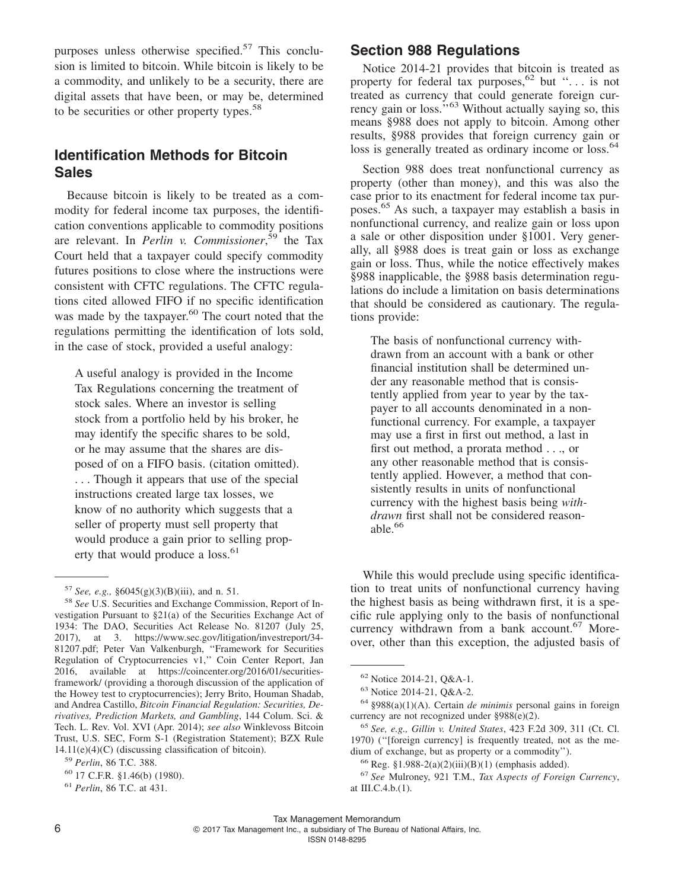purposes unless otherwise specified.[57] This conclusion is limited to bitcoin. While bitcoin is likely to be a commodity, and unlikely to be a security, there are digital assets that have been, or may be, determined to be securities or other property types.[58]

## Identification Methods for Bitcoin Sales

Because bitcoin is likely to be treated as a commodity for federal income tax purposes, the identification conventions applicable to commodity positions are relevant. In *Perlin v. Commissioner*,[59] the Tax Court held that a taxpayer could specify commodity futures positions to close where the instructions were consistent with CFTC regulations. The CFTC regulations cited allowed FIFO if no specific identification was made by the taxpayer.[60] The court noted that the regulations permitting the identification of lots sold, in the case of stock, provided a useful analogy:

> A useful analogy is provided in the Income Tax Regulations concerning the treatment of stock sales. Where an investor is selling stock from a portfolio held by his broker, he may identify the specific shares to be sold, or he may assume that the shares are disposed of on a FIFO basis. (citation omitted). . . . Though it appears that use of the special instructions created large tax losses, we know of no authority which suggests that a seller of property must sell property that would produce a gain prior to selling property that would produce a loss.[61]

## Section 988 Regulations

Notice 2014-21 provides that bitcoin is treated as property for federal tax purposes,[62] but ". . . is not treated as currency that could generate foreign currency gain or loss."[63] Without actually saying so, this means §988 does not apply to bitcoin. Among other results, §988 provides that foreign currency gain or loss is generally treated as ordinary income or loss.[64]

Section 988 does treat nonfunctional currency as property (other than money), and this was also the case prior to its enactment for federal income tax purposes.[65] As such, a taxpayer may establish a basis in nonfunctional currency, and realize gain or loss upon a sale or other disposition under §1001. Very generally, all §988 does is treat gain or loss as exchange gain or loss. Thus, while the notice effectively makes §988 inapplicable, the §988 basis determination regulations do include a limitation on basis determinations that should be considered as cautionary. The regulations provide:

> The basis of nonfunctional currency withdrawn from an account with a bank or other financial institution shall be determined under any reasonable method that is consistently applied from year to year by the taxpayer to all accounts denominated in a nonfunctional currency. For example, a taxpayer may use a first in first out method, a last in first out method, a prorata method . . ., or any other reasonable method that is consistently applied. However, a method that consistently results in units of nonfunctional currency with the highest basis being *withdrawn* first shall not be considered reasonable.[66]

While this would preclude using specific identification to treat units of nonfunctional currency having the highest basis as being withdrawn first, it is a specific rule applying only to the basis of nonfunctional currency withdrawn from a bank account.[67] Moreover, other than this exception, the adjusted basis of

---

[57] *See, e.g.,* §6045(g)(3)(B)(iii), and n. 51.

[58] *See* U.S. Securities and Exchange Commission, Report of Investigation Pursuant to §21(a) of the Securities Exchange Act of 1934: The DAO, Securities Act Release No. 81207 (July 25, 2017), at 3. https://www.sec.gov/litigation/investreport/34-81207.pdf; Peter Van Valkenburgh, "Framework for Securities Regulation of Cryptocurrencies v1," Coin Center Report, Jan 2016, available at https://coincenter.org/2016/01/securities-framework/ (providing a thorough discussion of the application of the Howey test to cryptocurrencies); Jerry Brito, Houman Shadab, and Andrea Castillo, *Bitcoin Financial Regulation: Securities, Derivatives, Prediction Markets, and Gambling*, 144 Colum. Sci. & Tech. L. Rev. Vol. XVI (Apr. 2014); *see also* Winklevoss Bitcoin Trust, U.S. SEC, Form S-1 (Registration Statement); BZX Rule 14.11(e)(4)(C) (discussing classification of bitcoin).

[59] *Perlin*, 86 T.C. 388.

[60] 17 C.F.R. §1.46(b) (1980).

[61] *Perlin*, 86 T.C. at 431.

[62] Notice 2014-21, Q&A-1.

[63] Notice 2014-21, Q&A-2.

[64] §988(a)(1)(A). Certain *de minimis* personal gains in foreign currency are not recognized under §988(e)(2).

[65] *See, e.g., Gillin v. United States*, 423 F.2d 309, 311 (Ct. Cl. 1970) ("[foreign currency] is frequently treated, not as the medium of exchange, but as property or a commodity").

[66] Reg. §1.988-2(a)(2)(iii)(B)(1) (emphasis added).

[67] *See* Mulroney, 921 T.M., *Tax Aspects of Foreign Currency*, at III.C.4.b.(1).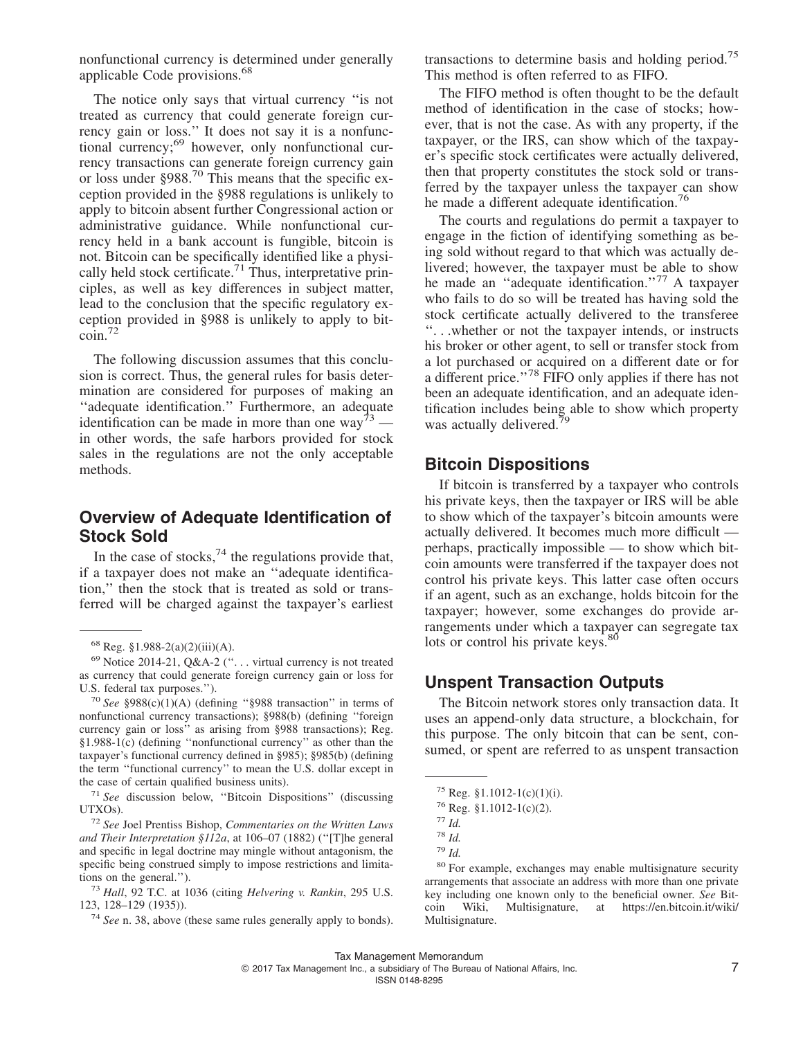nonfunctional currency is determined under generally applicable Code provisions.[68]

The notice only says that virtual currency ''is not treated as currency that could generate foreign currency gain or loss.'' It does not say it is a nonfunctional currency;[69] however, only nonfunctional currency transactions can generate foreign currency gain or loss under §988.[70] This means that the specific exception provided in the §988 regulations is unlikely to apply to bitcoin absent further Congressional action or administrative guidance. While nonfunctional currency held in a bank account is fungible, bitcoin is not. Bitcoin can be specifically identified like a physically held stock certificate.[71] Thus, interpretative principles, as well as key differences in subject matter, lead to the conclusion that the specific regulatory exception provided in §988 is unlikely to apply to bitcoin.[72]

The following discussion assumes that this conclusion is correct. Thus, the general rules for basis determination are considered for purposes of making an ''adequate identification.'' Furthermore, an adequate identification can be made in more than one way[73] — in other words, the safe harbors provided for stock sales in the regulations are not the only acceptable methods.

## Overview of Adequate Identification of Stock Sold

In the case of stocks,[74] the regulations provide that, if a taxpayer does not make an ''adequate identification,'' then the stock that is treated as sold or transferred will be charged against the taxpayer's earliest transactions to determine basis and holding period.[75] This method is often referred to as FIFO.

The FIFO method is often thought to be the default method of identification in the case of stocks; however, that is not the case. As with any property, if the taxpayer, or the IRS, can show which of the taxpayer's specific stock certificates were actually delivered, then that property constitutes the stock sold or transferred by the taxpayer unless the taxpayer can show he made a different adequate identification.[76]

The courts and regulations do permit a taxpayer to engage in the fiction of identifying something as being sold without regard to that which was actually delivered; however, the taxpayer must be able to show he made an ''adequate identification.''[77] A taxpayer who fails to do so will be treated has having sold the stock certificate actually delivered to the transferee ''. . .whether or not the taxpayer intends, or instructs his broker or other agent, to sell or transfer stock from a lot purchased or acquired on a different date or for a different price.''[78] FIFO only applies if there has not been an adequate identification, and an adequate identification includes being able to show which property was actually delivered.[79]

## Bitcoin Dispositions

If bitcoin is transferred by a taxpayer who controls his private keys, then the taxpayer or IRS will be able to show which of the taxpayer's bitcoin amounts were actually delivered. It becomes much more difficult — perhaps, practically impossible — to show which bitcoin amounts were transferred if the taxpayer does not control his private keys. This latter case often occurs if an agent, such as an exchange, holds bitcoin for the taxpayer; however, some exchanges do provide arrangements under which a taxpayer can segregate tax lots or control his private keys.[80]

## Unspent Transaction Outputs

The Bitcoin network stores only transaction data. It uses an append-only data structure, a blockchain, for this purpose. The only bitcoin that can be sent, consumed, or spent are referred to as unspent transaction

---

[68] Reg. §1.988-2(a)(2)(iii)(A).

[69] Notice 2014-21, Q&A-2 (''. . . virtual currency is not treated as currency that could generate foreign currency gain or loss for U.S. federal tax purposes.'').

[70] *See* §988(c)(1)(A) (defining ''§988 transaction'' in terms of nonfunctional currency transactions); §988(b) (defining ''foreign currency gain or loss'' as arising from §988 transactions); Reg. §1.988-1(c) (defining ''nonfunctional currency'' as other than the taxpayer's functional currency defined in §985); §985(b) (defining the term ''functional currency'' to mean the U.S. dollar except in the case of certain qualified business units).

[71] *See* discussion below, ''Bitcoin Dispositions'' (discussing UTXOs).

[72] *See* Joel Prentiss Bishop, *Commentaries on the Written Laws and Their Interpretation §112a*, at 106–07 (1882) (''[T]he general and specific in legal doctrine may mingle without antagonism, the specific being construed simply to impose restrictions and limitations on the general.'').

[73] *Hall*, 92 T.C. at 1036 (citing *Helvering v. Rankin*, 295 U.S. 123, 128–129 (1935)).

[74] *See* n. 38, above (these same rules generally apply to bonds).

[75] Reg. §1.1012-1(c)(1)(i).

[76] Reg. §1.1012-1(c)(2).

[77] *Id.*

[78] *Id.*

[79] *Id.*

[80] For example, exchanges may enable multisignature security arrangements that associate an address with more than one private key including one known only to the beneficial owner. *See* Bitcoin Wiki, Multisignature, at https://en.bitcoin.it/wiki/Multisignature.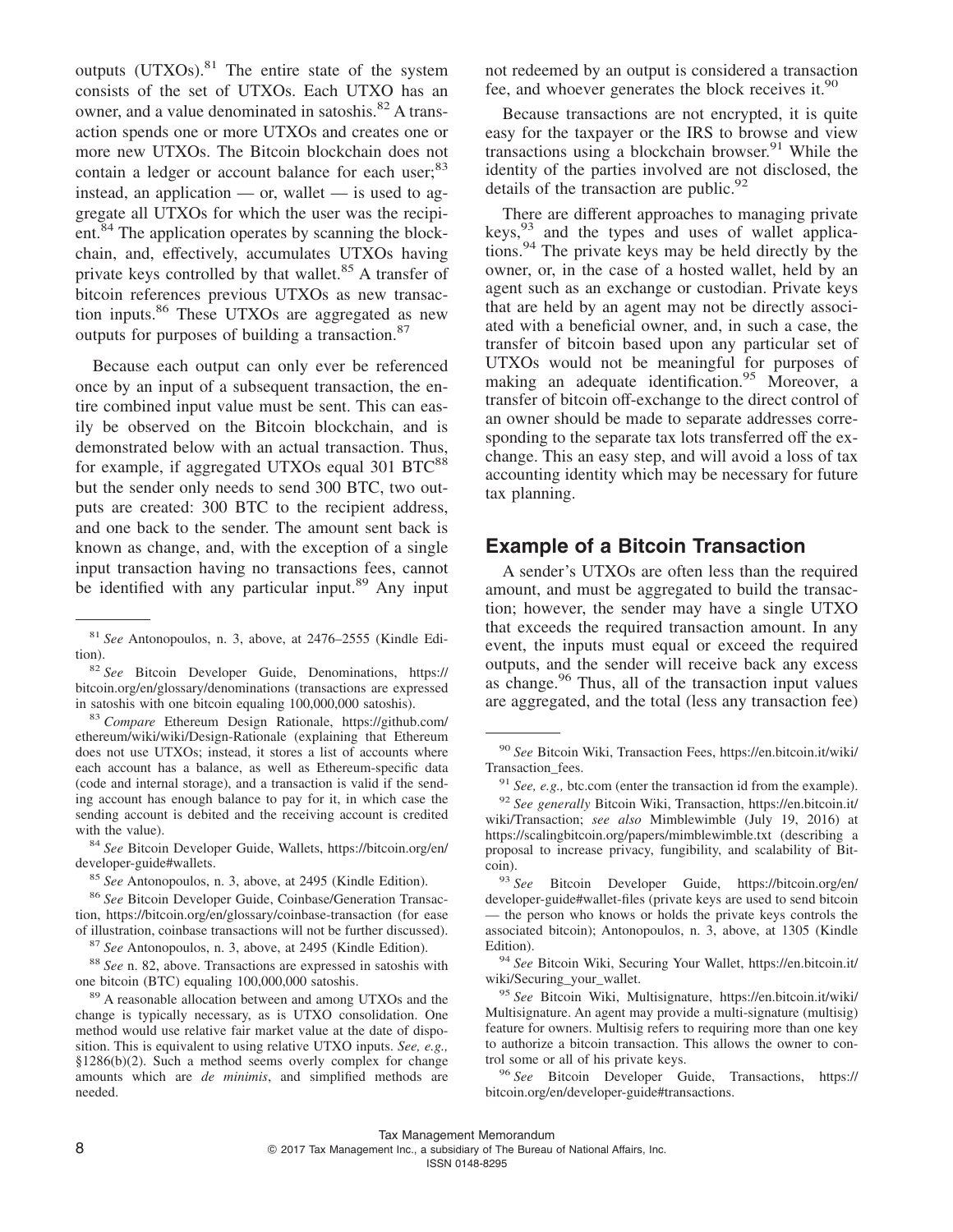outputs (UTXOs).[81] The entire state of the system consists of the set of UTXOs. Each UTXO has an owner, and a value denominated in satoshis.[82] A transaction spends one or more UTXOs and creates one or more new UTXOs. The Bitcoin blockchain does not contain a ledger or account balance for each user;[83] instead, an application — or, wallet — is used to aggregate all UTXOs for which the user was the recipient.[84] The application operates by scanning the blockchain, and, effectively, accumulates UTXOs having private keys controlled by that wallet.[85] A transfer of bitcoin references previous UTXOs as new transaction inputs.[86] These UTXOs are aggregated as new outputs for purposes of building a transaction.[87]

Because each output can only ever be referenced once by an input of a subsequent transaction, the entire combined input value must be sent. This can easily be observed on the Bitcoin blockchain, and is demonstrated below with an actual transaction. Thus, for example, if aggregated UTXOs equal 301 BTC[88] but the sender only needs to send 300 BTC, two outputs are created: 300 BTC to the recipient address, and one back to the sender. The amount sent back is known as change, and, with the exception of a single input transaction having no transactions fees, cannot be identified with any particular input.[89] Any input not redeemed by an output is considered a transaction fee, and whoever generates the block receives it.[90]

Because transactions are not encrypted, it is quite easy for the taxpayer or the IRS to browse and view transactions using a blockchain browser.[91] While the identity of the parties involved are not disclosed, the details of the transaction are public.[92]

There are different approaches to managing private keys,[93] and the types and uses of wallet applications.[94] The private keys may be held directly by the owner, or, in the case of a hosted wallet, held by an agent such as an exchange or custodian. Private keys that are held by an agent may not be directly associated with a beneficial owner, and, in such a case, the transfer of bitcoin based upon any particular set of UTXOs would not be meaningful for purposes of making an adequate identification.[95] Moreover, a transfer of bitcoin off-exchange to the direct control of an owner should be made to separate addresses corresponding to the separate tax lots transferred off the exchange. This an easy step, and will avoid a loss of tax accounting identity which may be necessary for future tax planning.

## Example of a Bitcoin Transaction

A sender's UTXOs are often less than the required amount, and must be aggregated to build the transaction; however, the sender may have a single UTXO that exceeds the required transaction amount. In any event, the inputs must equal or exceed the required outputs, and the sender will receive back any excess as change.[96] Thus, all of the transaction input values are aggregated, and the total (less any transaction fee)

---

[81] *See* Antonopoulos, n. 3, above, at 2476–2555 (Kindle Edition).

[82] *See* Bitcoin Developer Guide, Denominations, https://bitcoin.org/en/glossary/denominations (transactions are expressed in satoshis with one bitcoin equaling 100,000,000 satoshis).

[83] *Compare* Ethereum Design Rationale, https://github.com/ethereum/wiki/wiki/Design-Rationale (explaining that Ethereum does not use UTXOs; instead, it stores a list of accounts where each account has a balance, as well as Ethereum-specific data (code and internal storage), and a transaction is valid if the sending account has enough balance to pay for it, in which case the sending account is debited and the receiving account is credited with the value).

[84] *See* Bitcoin Developer Guide, Wallets, https://bitcoin.org/en/developer-guide#wallets.

[85] *See* Antonopoulos, n. 3, above, at 2495 (Kindle Edition).

[86] *See* Bitcoin Developer Guide, Coinbase/Generation Transaction, https://bitcoin.org/en/glossary/coinbase-transaction (for ease of illustration, coinbase transactions will not be further discussed).

[87] *See* Antonopoulos, n. 3, above, at 2495 (Kindle Edition).

[88] *See* n. 82, above. Transactions are expressed in satoshis with one bitcoin (BTC) equaling 100,000,000 satoshis.

[89] A reasonable allocation between and among UTXOs and the change is typically necessary, as is UTXO consolidation. One method would use relative fair market value at the date of disposition. This is equivalent to using relative UTXO inputs. *See, e.g.,* §1286(b)(2). Such a method seems overly complex for change amounts which are *de minimis*, and simplified methods are needed.

[90] *See* Bitcoin Wiki, Transaction Fees, https://en.bitcoin.it/wiki/Transaction_fees.

[91] *See, e.g.,* btc.com (enter the transaction id from the example).

[92] *See generally* Bitcoin Wiki, Transaction, https://en.bitcoin.it/wiki/Transaction; *see also* Mimblewimble (July 19, 2016) at https://scalingbitcoin.org/papers/mimblewimble.txt (describing a proposal to increase privacy, fungibility, and scalability of Bitcoin).

[93] *See* Bitcoin Developer Guide, https://bitcoin.org/en/developer-guide#wallet-files (private keys are used to send bitcoin — the person who knows or holds the private keys controls the associated bitcoin); Antonopoulos, n. 3, above, at 1305 (Kindle Edition).

[94] *See* Bitcoin Wiki, Securing Your Wallet, https://en.bitcoin.it/wiki/Securing_your_wallet.

[95] *See* Bitcoin Wiki, Multisignature, https://en.bitcoin.it/wiki/Multisignature. An agent may provide a multi-signature (multisig) feature for owners. Multisig refers to requiring more than one key to authorize a bitcoin transaction. This allows the owner to control some or all of his private keys.

[96] *See* Bitcoin Developer Guide, Transactions, https://bitcoin.org/en/developer-guide#transactions.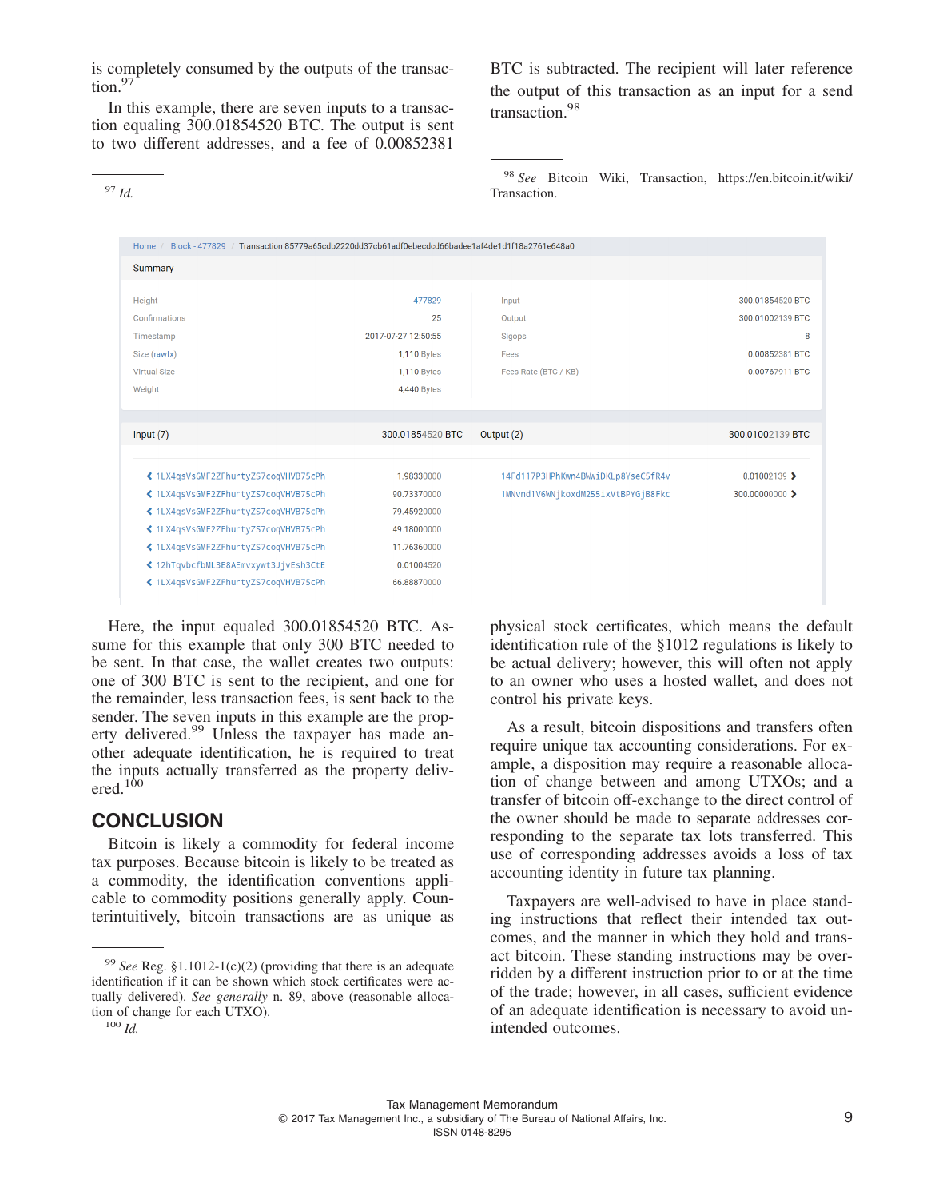is completely consumed by the outputs of the transaction.[97]

In this example, there are seven inputs to a transaction equaling 300.01854520 BTC. The output is sent to two different addresses, and a fee of 0.00852381 BTC is subtracted. The recipient will later reference the output of this transaction as an input for a send transaction.[98]

[97] *Id.*

[98] *See* Bitcoin Wiki, Transaction, https://en.bitcoin.it/wiki/Transaction.

Home / Block - 477829 / Transaction 85779a65cdb2220dd37cb61adf0ebecdcd66badee1af4de1d1f18a2761e648a0

Summary

| | | | |
|---|---|---|---|
| Height | 477829 | Input | 300.01854520 BTC |
| Confirmations | 25 | Output | 300.01002139 BTC |
| Timestamp | 2017-07-27 12:50:55 | Sigops | 8 |
| Size (rawtx) | 1,110 Bytes | Fees | 0.00852381 BTC |
| Virtual Size | 1,110 Bytes | Fees Rate (BTC / KB) | 0.00767911 BTC |
| Weight | 4,440 Bytes | | |

| Input (7) | 300.01854520 BTC | Output (2) | 300.01002139 BTC |
|---|---|---|---|
| 1LX4qsVsGMF2ZFhurtyZS7coqVHVB75cPh | 1.98330000 | 14Fd117P3HPhKwn4BWwiDKLp8YseC5fR4v | 0.01002139 |
| 1LX4qsVsGMF2ZFhurtyZS7coqVHVB75cPh | 90.73370000 | 1MNvnd1V6WNjkoxdM255ixVtBPYGjB8Fkc | 300.00000000 |
| 1LX4qsVsGMF2ZFhurtyZS7coqVHVB75cPh | 79.45920000 | | |
| 1LX4qsVsGMF2ZFhurtyZS7coqVHVB75cPh | 49.18000000 | | |
| 1LX4qsVsGMF2ZFhurtyZS7coqVHVB75cPh | 11.76360000 | | |
| 12hTqvbcfbML3E8AEmvxywt3JjvEsh3CtE | 0.01004520 | | |
| 1LX4qsVsGMF2ZFhurtyZS7coqVHVB75cPh | 66.88870000 | | |

Here, the input equaled 300.01854520 BTC. Assume for this example that only 300 BTC needed to be sent. In that case, the wallet creates two outputs: one of 300 BTC is sent to the recipient, and one for the remainder, less transaction fees, is sent back to the sender. The seven inputs in this example are the property delivered.[99] Unless the taxpayer has made another adequate identification, he is required to treat the inputs actually transferred as the property delivered.[100]

## CONCLUSION

Bitcoin is likely a commodity for federal income tax purposes. Because bitcoin is likely to be treated as a commodity, the identification conventions applicable to commodity positions generally apply. Counterintuitively, bitcoin transactions are as unique as physical stock certificates, which means the default identification rule of the §1012 regulations is likely to be actual delivery; however, this will often not apply to an owner who uses a hosted wallet, and does not control his private keys.

As a result, bitcoin dispositions and transfers often require unique tax accounting considerations. For example, a disposition may require a reasonable allocation of change between and among UTXOs; and a transfer of bitcoin off-exchange to the direct control of the owner should be made to separate addresses corresponding to the separate tax lots transferred. This use of corresponding addresses avoids a loss of tax accounting identity in future tax planning.

Taxpayers are well-advised to have in place standing instructions that reflect their intended tax outcomes, and the manner in which they hold and transact bitcoin. These standing instructions may be overridden by a different instruction prior to or at the time of the trade; however, in all cases, sufficient evidence of an adequate identification is necessary to avoid unintended outcomes.

[99] *See* Reg. §1.1012-1(c)(2) (providing that there is an adequate identification if it can be shown which stock certificates were actually delivered). *See generally* n. 89, above (reasonable allocation of change for each UTXO).

[100] *Id.*